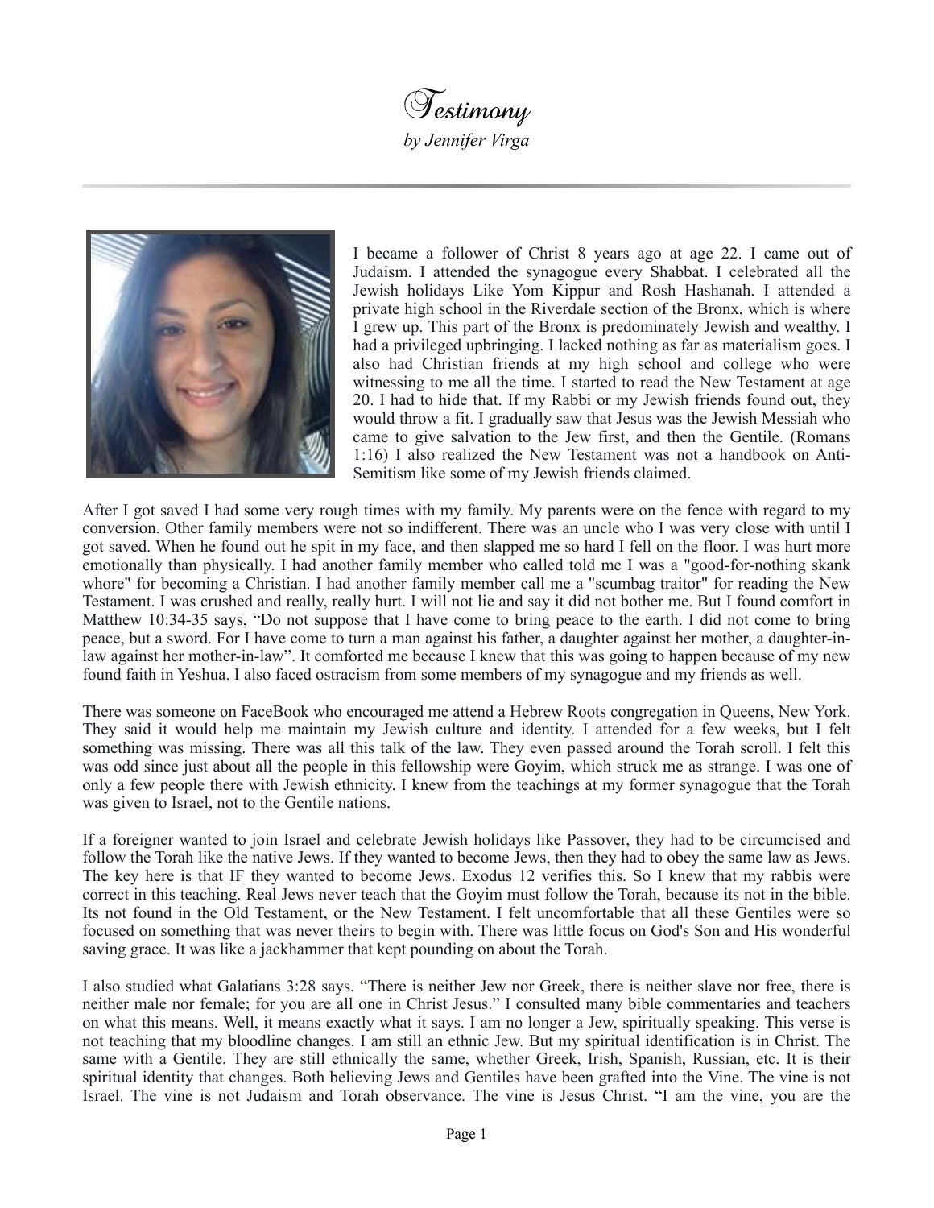# Testimony

*by Jennifer Virga*

---

I became a follower of Christ 8 years ago at age 22. I came out of Judaism. I attended the synagogue every Shabbat. I celebrated all the Jewish holidays Like Yom Kippur and Rosh Hashanah. I attended a private high school in the Riverdale section of the Bronx, which is where I grew up. This part of the Bronx is predominately Jewish and wealthy. I had a privileged upbringing. I lacked nothing as far as materialism goes. I also had Christian friends at my high school and college who were witnessing to me all the time. I started to read the New Testament at age 20. I had to hide that. If my Rabbi or my Jewish friends found out, they would throw a fit. I gradually saw that Jesus was the Jewish Messiah who came to give salvation to the Jew first, and then the Gentile. (Romans 1:16) I also realized the New Testament was not a handbook on Anti-Semitism like some of my Jewish friends claimed.

After I got saved I had some very rough times with my family. My parents were on the fence with regard to my conversion. Other family members were not so indifferent. There was an uncle who I was very close with until I got saved. When he found out he spit in my face, and then slapped me so hard I fell on the floor. I was hurt more emotionally than physically. I had another family member who called told me I was a "good-for-nothing skank whore" for becoming a Christian. I had another family member call me a "scumbag traitor" for reading the New Testament. I was crushed and really, really hurt. I will not lie and say it did not bother me. But I found comfort in Matthew 10:34-35 says, "Do not suppose that I have come to bring peace to the earth. I did not come to bring peace, but a sword. For I have come to turn a man against his father, a daughter against her mother, a daughter-in-law against her mother-in-law". It comforted me because I knew that this was going to happen because of my new found faith in Yeshua. I also faced ostracism from some members of my synagogue and my friends as well.

There was someone on FaceBook who encouraged me attend a Hebrew Roots congregation in Queens, New York. They said it would help me maintain my Jewish culture and identity. I attended for a few weeks, but I felt something was missing. There was all this talk of the law. They even passed around the Torah scroll. I felt this was odd since just about all the people in this fellowship were Goyim, which struck me as strange. I was one of only a few people there with Jewish ethnicity. I knew from the teachings at my former synagogue that the Torah was given to Israel, not to the Gentile nations.

If a foreigner wanted to join Israel and celebrate Jewish holidays like Passover, they had to be circumcised and follow the Torah like the native Jews. If they wanted to become Jews, then they had to obey the same law as Jews. The key here is that <u>IF</u> they wanted to become Jews. Exodus 12 verifies this. So I knew that my rabbis were correct in this teaching. Real Jews never teach that the Goyim must follow the Torah, because its not in the bible. Its not found in the Old Testament, or the New Testament. I felt uncomfortable that all these Gentiles were so focused on something that was never theirs to begin with. There was little focus on God's Son and His wonderful saving grace. It was like a jackhammer that kept pounding on about the Torah.

I also studied what Galatians 3:28 says. "There is neither Jew nor Greek, there is neither slave nor free, there is neither male nor female; for you are all one in Christ Jesus." I consulted many bible commentaries and teachers on what this means. Well, it means exactly what it says. I am no longer a Jew, spiritually speaking. This verse is not teaching that my bloodline changes. I am still an ethnic Jew. But my spiritual identification is in Christ. The same with a Gentile. They are still ethnically the same, whether Greek, Irish, Spanish, Russian, etc. It is their spiritual identity that changes. Both believing Jews and Gentiles have been grafted into the Vine. The vine is not Israel. The vine is not Judaism and Torah observance. The vine is Jesus Christ. "I am the vine, you are the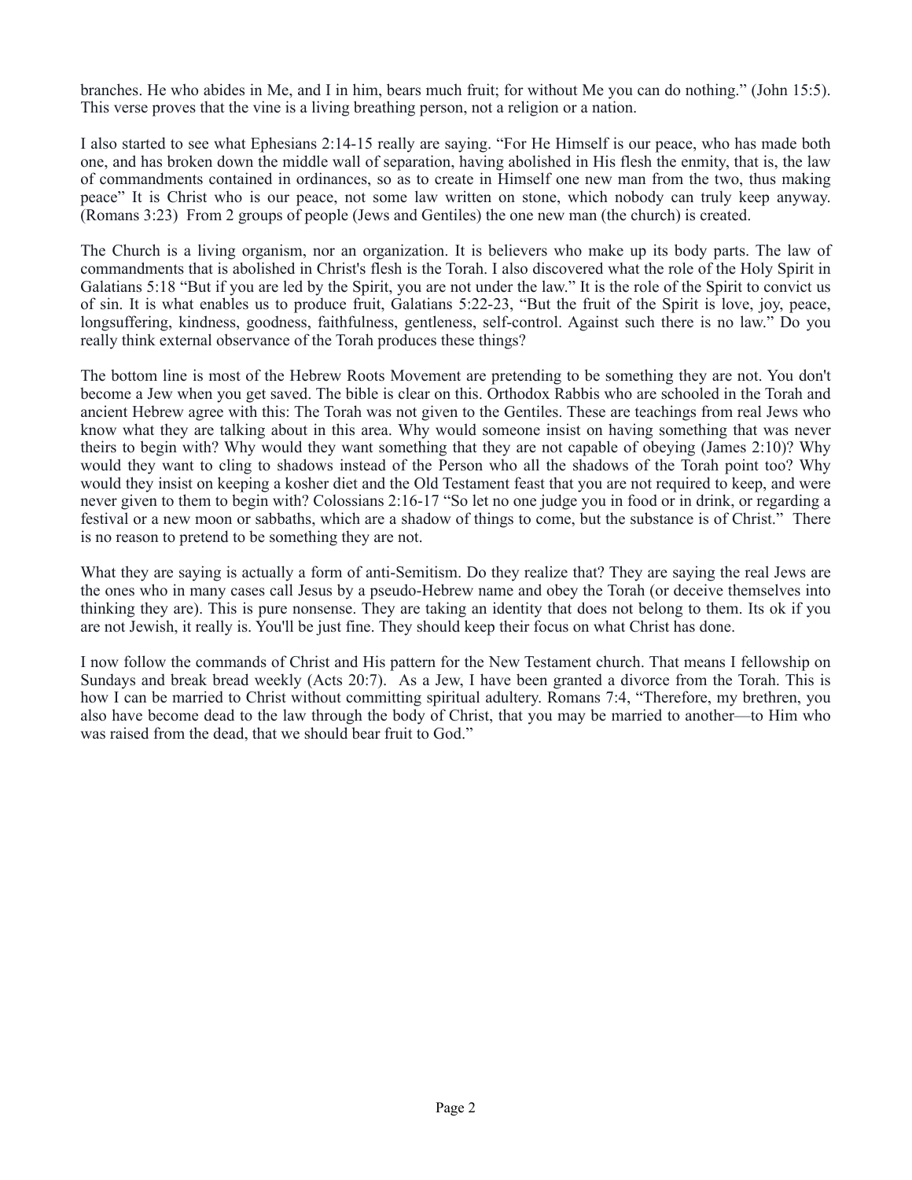branches. He who abides in Me, and I in him, bears much fruit; for without Me you can do nothing." (John 15:5). This verse proves that the vine is a living breathing person, not a religion or a nation.

I also started to see what Ephesians 2:14-15 really are saying. "For He Himself is our peace, who has made both one, and has broken down the middle wall of separation, having abolished in His flesh the enmity, that is, the law of commandments contained in ordinances, so as to create in Himself one new man from the two, thus making peace" It is Christ who is our peace, not some law written on stone, which nobody can truly keep anyway. (Romans 3:23) From 2 groups of people (Jews and Gentiles) the one new man (the church) is created.

The Church is a living organism, nor an organization. It is believers who make up its body parts. The law of commandments that is abolished in Christ's flesh is the Torah. I also discovered what the role of the Holy Spirit in Galatians 5:18 "But if you are led by the Spirit, you are not under the law." It is the role of the Spirit to convict us of sin. It is what enables us to produce fruit, Galatians 5:22-23, "But the fruit of the Spirit is love, joy, peace, longsuffering, kindness, goodness, faithfulness, gentleness, self-control. Against such there is no law." Do you really think external observance of the Torah produces these things?

The bottom line is most of the Hebrew Roots Movement are pretending to be something they are not. You don't become a Jew when you get saved. The bible is clear on this. Orthodox Rabbis who are schooled in the Torah and ancient Hebrew agree with this: The Torah was not given to the Gentiles. These are teachings from real Jews who know what they are talking about in this area. Why would someone insist on having something that was never theirs to begin with? Why would they want something that they are not capable of obeying (James 2:10)? Why would they want to cling to shadows instead of the Person who all the shadows of the Torah point too? Why would they insist on keeping a kosher diet and the Old Testament feast that you are not required to keep, and were never given to them to begin with? Colossians 2:16-17 "So let no one judge you in food or in drink, or regarding a festival or a new moon or sabbaths, which are a shadow of things to come, but the substance is of Christ." There is no reason to pretend to be something they are not.

What they are saying is actually a form of anti-Semitism. Do they realize that? They are saying the real Jews are the ones who in many cases call Jesus by a pseudo-Hebrew name and obey the Torah (or deceive themselves into thinking they are). This is pure nonsense. They are taking an identity that does not belong to them. Its ok if you are not Jewish, it really is. You'll be just fine. They should keep their focus on what Christ has done.

I now follow the commands of Christ and His pattern for the New Testament church. That means I fellowship on Sundays and break bread weekly (Acts 20:7). As a Jew, I have been granted a divorce from the Torah. This is how I can be married to Christ without committing spiritual adultery. Romans 7:4, "Therefore, my brethren, you also have become dead to the law through the body of Christ, that you may be married to another—to Him who was raised from the dead, that we should bear fruit to God."